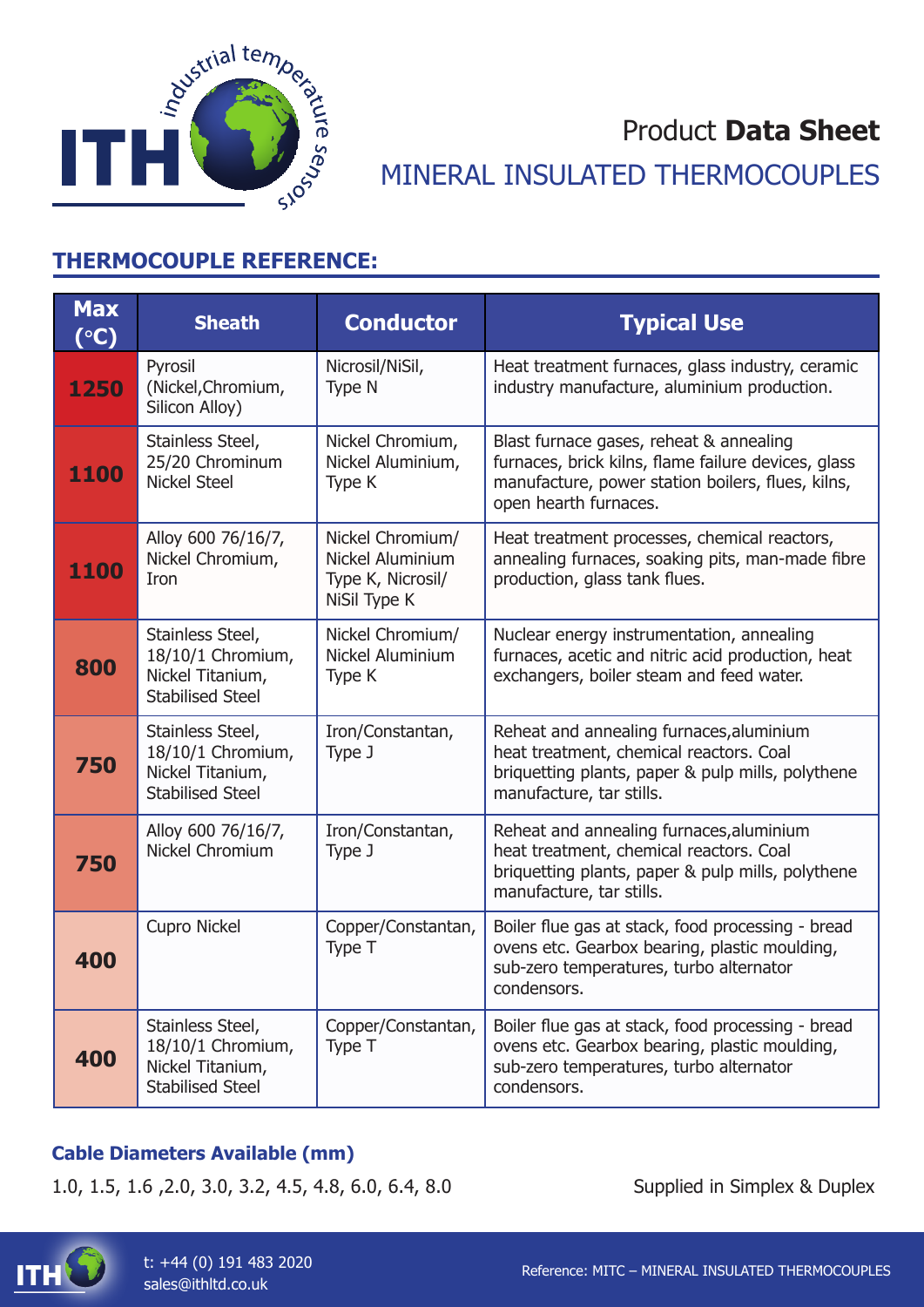Product **Data Sheet**

# MINERAL INSULATED THERMOCOUPLES

## THERMOCOUPLE REFERENCE:

| Max (°C) | Sheath | Conductor | Typical Use |
|---|---|---|---|
| **1250** | Pyrosil (Nickel,Chromium, Silicon Alloy) | Nicrosil/NiSil, Type N | Heat treatment furnaces, glass industry, ceramic industry manufacture, aluminium production. |
| **1100** | Stainless Steel, 25/20 Chrominum Nickel Steel | Nickel Chromium, Nickel Aluminium, Type K | Blast furnace gases, reheat & annealing furnaces, brick kilns, flame failure devices, glass manufacture, power station boilers, flues, kilns, open hearth furnaces. |
| **1100** | Alloy 600 76/16/7, Nickel Chromium, Iron | Nickel Chromium/ Nickel Aluminium Type K, Nicrosil/ NiSil Type K | Heat treatment processes, chemical reactors, annealing furnaces, soaking pits, man-made fibre production, glass tank flues. |
| **800** | Stainless Steel, 18/10/1 Chromium, Nickel Titanium, Stabilised Steel | Nickel Chromium/ Nickel Aluminium Type K | Nuclear energy instrumentation, annealing furnaces, acetic and nitric acid production, heat exchangers, boiler steam and feed water. |
| **750** | Stainless Steel, 18/10/1 Chromium, Nickel Titanium, Stabilised Steel | Iron/Constantan, Type J | Reheat and annealing furnaces,aluminium heat treatment, chemical reactors. Coal briquetting plants, paper & pulp mills, polythene manufacture, tar stills. |
| **750** | Alloy 600 76/16/7, Nickel Chromium | Iron/Constantan, Type J | Reheat and annealing furnaces,aluminium heat treatment, chemical reactors. Coal briquetting plants, paper & pulp mills, polythene manufacture, tar stills. |
| **400** | Cupro Nickel | Copper/Constantan, Type T | Boiler flue gas at stack, food processing - bread ovens etc. Gearbox bearing, plastic moulding, sub-zero temperatures, turbo alternator condensors. |
| **400** | Stainless Steel, 18/10/1 Chromium, Nickel Titanium, Stabilised Steel | Copper/Constantan, Type T | Boiler flue gas at stack, food processing - bread ovens etc. Gearbox bearing, plastic moulding, sub-zero temperatures, turbo alternator condensors. |

### Cable Diameters Available (mm)

1.0, 1.5, 1.6 ,2.0, 3.0, 3.2, 4.5, 4.8, 6.0, 6.4, 8.0

Supplied in Simplex & Duplex

t: +44 (0) 191 483 2020
sales@ithltd.co.uk

Reference: MITC – MINERAL INSULATED THERMOCOUPLES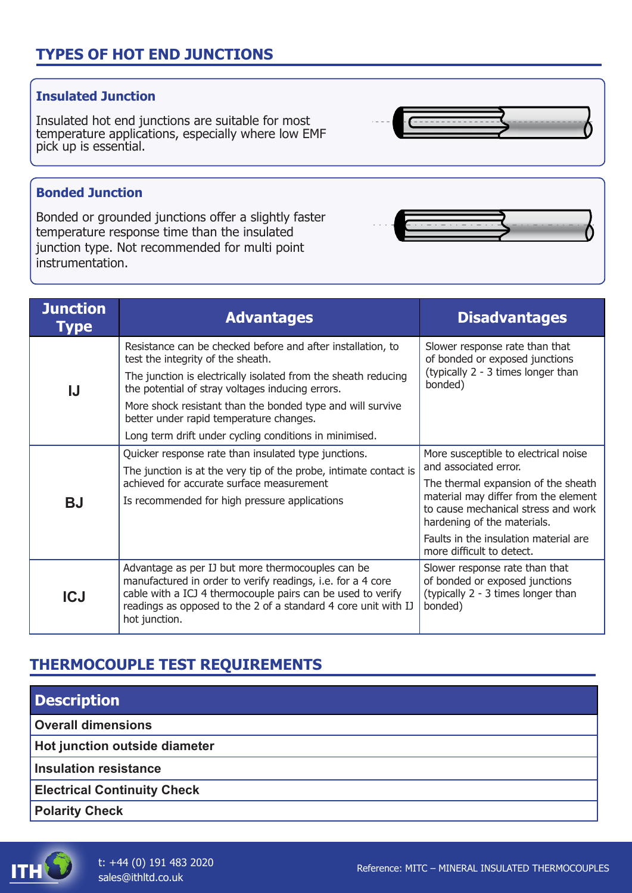## TYPES OF HOT END JUNCTIONS

### Insulated Junction

Insulated hot end junctions are suitable for most temperature applications, especially where low EMF pick up is essential.

### Bonded Junction

Bonded or grounded junctions offer a slightly faster temperature response time than the insulated junction type. Not recommended for multi point instrumentation.

| Junction Type | Advantages | Disadvantages |
|---|---|---|
| IJ | Resistance can be checked before and after installation, to test the integrity of the sheath.<br>The junction is electrically isolated from the sheath reducing the potential of stray voltages inducing errors.<br>More shock resistant than the bonded type and will survive better under rapid temperature changes.<br>Long term drift under cycling conditions in minimised. | Slower response rate than that of bonded or exposed junctions (typically 2 - 3 times longer than bonded) |
| BJ | Quicker response rate than insulated type junctions.<br>The junction is at the very tip of the probe, intimate contact is achieved for accurate surface measurement<br>Is recommended for high pressure applications | More susceptible to electrical noise and associated error.<br>The thermal expansion of the sheath material may differ from the element to cause mechanical stress and work hardening of the materials.<br>Faults in the insulation material are more difficult to detect. |
| ICJ | Advantage as per IJ but more thermocouples can be manufactured in order to verify readings, i.e. for a 4 core cable with a ICJ 4 thermocouple pairs can be used to verify readings as opposed to the 2 of a standard 4 core unit with IJ hot junction. | Slower response rate than that of bonded or exposed junctions (typically 2 - 3 times longer than bonded) |

## THERMOCOUPLE TEST REQUIREMENTS

| Description |
|---|
| **Overall dimensions** |
| **Hot junction outside diameter** |
| **Insulation resistance** |
| **Electrical Continuity Check** |
| **Polarity Check** |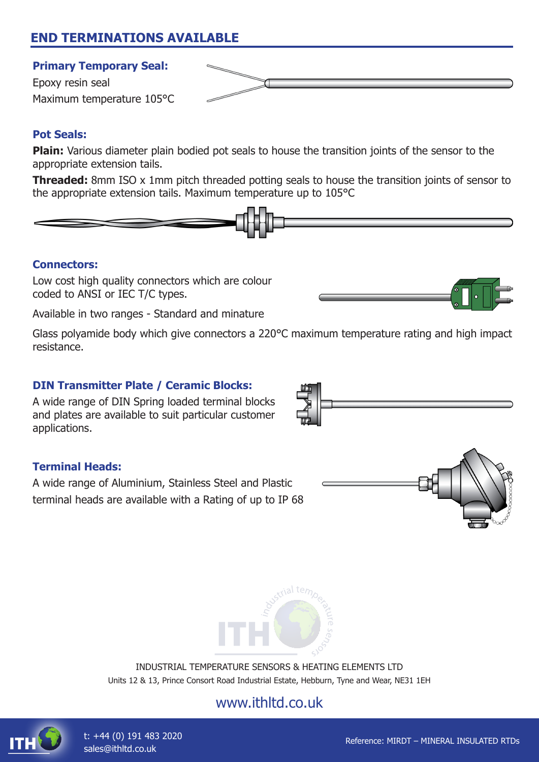## END TERMINATIONS AVAILABLE

### Primary Temporary Seal:

Epoxy resin seal

Maximum temperature 105°C

### Pot Seals:

**Plain:** Various diameter plain bodied pot seals to house the transition joints of the sensor to the appropriate extension tails.

**Threaded:** 8mm ISO x 1mm pitch threaded potting seals to house the transition joints of sensor to the appropriate extension tails. Maximum temperature up to 105°C

### Connectors:

Low cost high quality connectors which are colour coded to ANSI or IEC T/C types.

Available in two ranges - Standard and minature

Glass polyamide body which give connectors a 220°C maximum temperature rating and high impact resistance.

### DIN Transmitter Plate / Ceramic Blocks:

A wide range of DIN Spring loaded terminal blocks and plates are available to suit particular customer applications.

### Terminal Heads:

A wide range of Aluminium, Stainless Steel and Plastic terminal heads are available with a Rating of up to IP 68

INDUSTRIAL TEMPERATURE SENSORS & HEATING ELEMENTS LTD

Units 12 & 13, Prince Consort Road Industrial Estate, Hebburn, Tyne and Wear, NE31 1EH

www.ithltd.co.uk

t: +44 (0) 191 483 2020
sales@ithltd.co.uk

Reference: MIRDT – MINERAL INSULATED RTDs